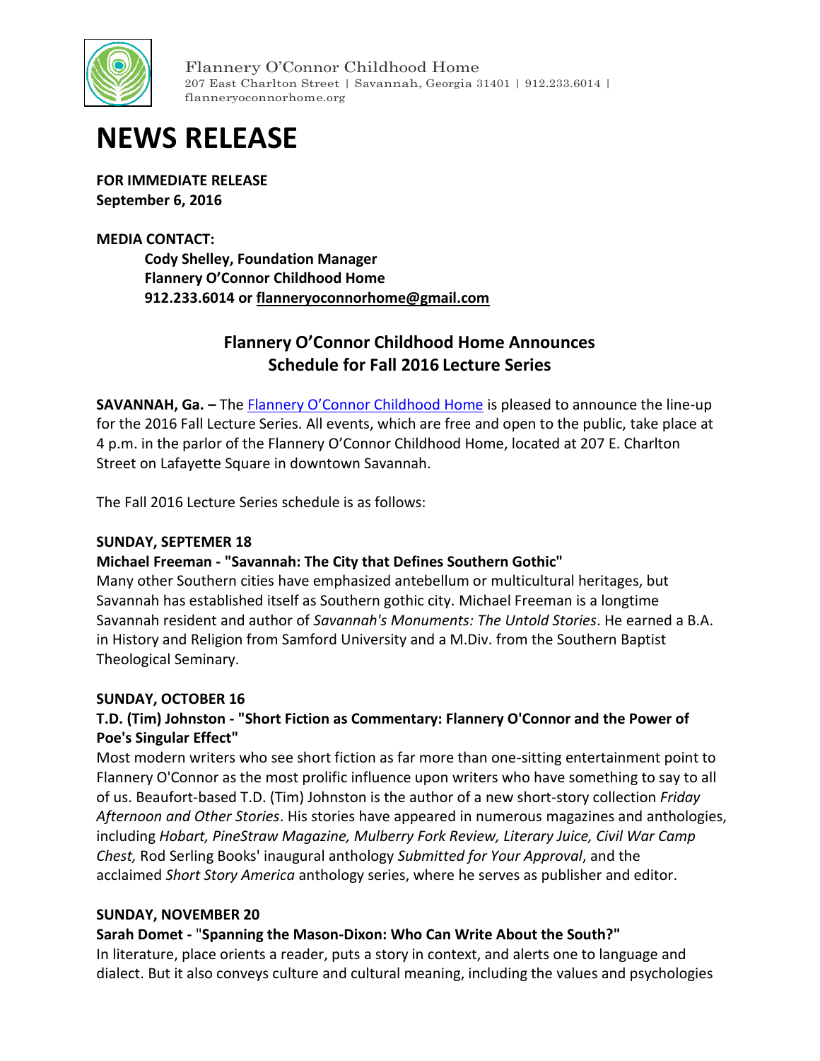Flannery O'Connor Childhood Home
207 East Charlton Street | Savannah, Georgia 31401 | 912.233.6014 | flanneryoconnorhome.org

# NEWS RELEASE

**FOR IMMEDIATE RELEASE**
**September 6, 2016**

**MEDIA CONTACT:**
**Cody Shelley, Foundation Manager**
**Flannery O'Connor Childhood Home**
**912.233.6014 or flanneryoconnorhome@gmail.com**

## Flannery O'Connor Childhood Home Announces Schedule for Fall 2016 Lecture Series

**SAVANNAH, Ga. –** The Flannery O'Connor Childhood Home is pleased to announce the line-up for the 2016 Fall Lecture Series. All events, which are free and open to the public, take place at 4 p.m. in the parlor of the Flannery O'Connor Childhood Home, located at 207 E. Charlton Street on Lafayette Square in downtown Savannah.

The Fall 2016 Lecture Series schedule is as follows:

**SUNDAY, SEPTEMER 18**
**Michael Freeman - "Savannah: The City that Defines Southern Gothic"**
Many other Southern cities have emphasized antebellum or multicultural heritages, but Savannah has established itself as Southern gothic city. Michael Freeman is a longtime Savannah resident and author of *Savannah's Monuments: The Untold Stories*. He earned a B.A. in History and Religion from Samford University and a M.Div. from the Southern Baptist Theological Seminary.

**SUNDAY, OCTOBER 16**
**T.D. (Tim) Johnston - "Short Fiction as Commentary: Flannery O'Connor and the Power of Poe's Singular Effect"**
Most modern writers who see short fiction as far more than one-sitting entertainment point to Flannery O'Connor as the most prolific influence upon writers who have something to say to all of us. Beaufort-based T.D. (Tim) Johnston is the author of a new short-story collection *Friday Afternoon and Other Stories*. His stories have appeared in numerous magazines and anthologies, including *Hobart, PineStraw Magazine, Mulberry Fork Review, Literary Juice, Civil War Camp Chest,* Rod Serling Books' inaugural anthology *Submitted for Your Approval*, and the acclaimed *Short Story America* anthology series, where he serves as publisher and editor.

**SUNDAY, NOVEMBER 20**
**Sarah Domet - "Spanning the Mason-Dixon: Who Can Write About the South?"**
In literature, place orients a reader, puts a story in context, and alerts one to language and dialect. But it also conveys culture and cultural meaning, including the values and psychologies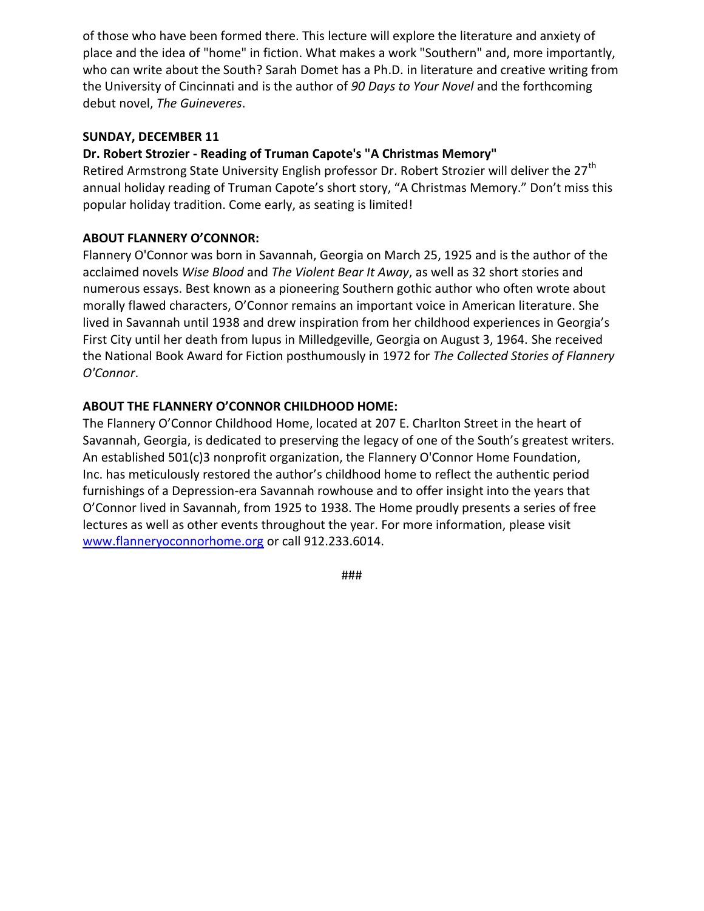of those who have been formed there. This lecture will explore the literature and anxiety of place and the idea of "home" in fiction. What makes a work "Southern" and, more importantly, who can write about the South? Sarah Domet has a Ph.D. in literature and creative writing from the University of Cincinnati and is the author of *90 Days to Your Novel* and the forthcoming debut novel, *The Guineveres*.

**SUNDAY, DECEMBER 11**

**Dr. Robert Strozier - Reading of Truman Capote's "A Christmas Memory"**

Retired Armstrong State University English professor Dr. Robert Strozier will deliver the 27th annual holiday reading of Truman Capote's short story, "A Christmas Memory." Don't miss this popular holiday tradition. Come early, as seating is limited!

**ABOUT FLANNERY O'CONNOR:**

Flannery O'Connor was born in Savannah, Georgia on March 25, 1925 and is the author of the acclaimed novels *Wise Blood* and *The Violent Bear It Away*, as well as 32 short stories and numerous essays. Best known as a pioneering Southern gothic author who often wrote about morally flawed characters, O'Connor remains an important voice in American literature. She lived in Savannah until 1938 and drew inspiration from her childhood experiences in Georgia's First City until her death from lupus in Milledgeville, Georgia on August 3, 1964. She received the National Book Award for Fiction posthumously in 1972 for *The Collected Stories of Flannery O'Connor*.

**ABOUT THE FLANNERY O'CONNOR CHILDHOOD HOME:**

The Flannery O'Connor Childhood Home, located at 207 E. Charlton Street in the heart of Savannah, Georgia, is dedicated to preserving the legacy of one of the South's greatest writers. An established 501(c)3 nonprofit organization, the Flannery O'Connor Home Foundation, Inc. has meticulously restored the author's childhood home to reflect the authentic period furnishings of a Depression-era Savannah rowhouse and to offer insight into the years that O'Connor lived in Savannah, from 1925 to 1938. The Home proudly presents a series of free lectures as well as other events throughout the year. For more information, please visit www.flanneryoconnorhome.org or call 912.233.6014.

###